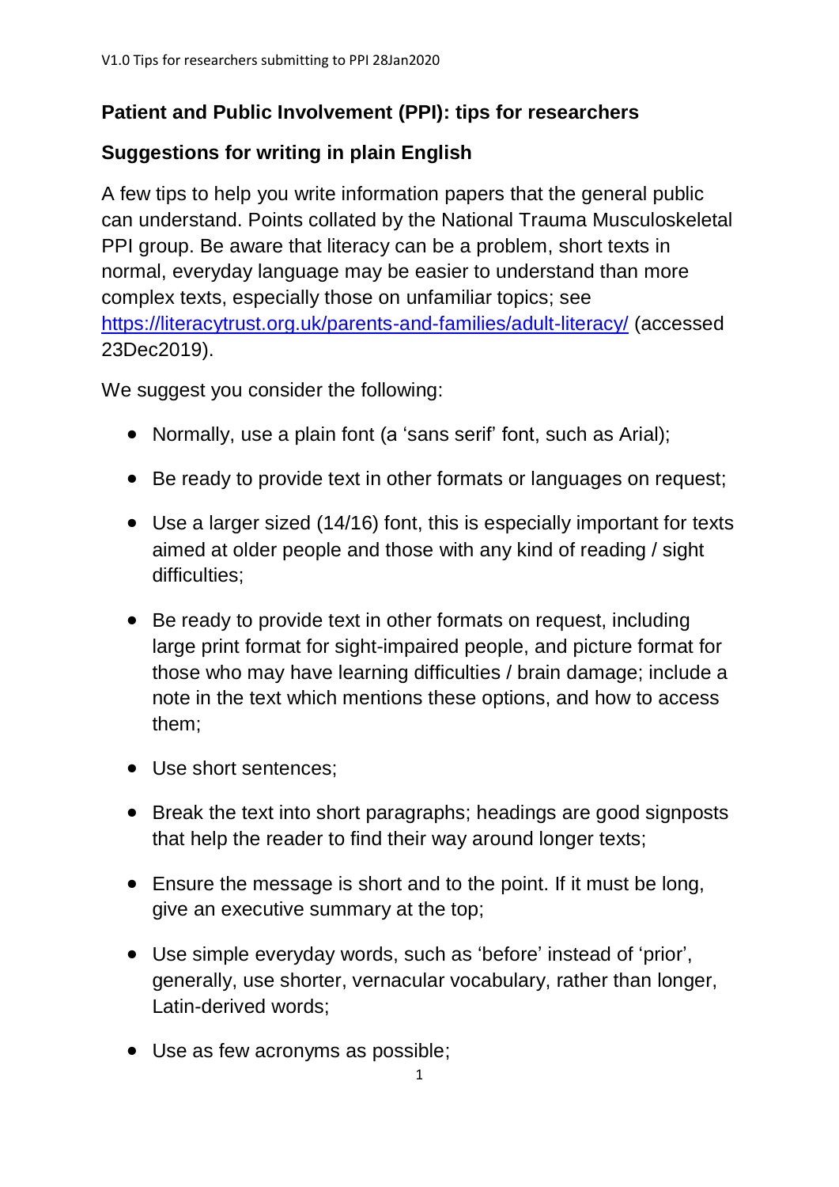## Patient and Public Involvement (PPI): tips for researchers

## Suggestions for writing in plain English

A few tips to help you write information papers that the general public can understand. Points collated by the National Trauma Musculoskeletal PPI group. Be aware that literacy can be a problem, short texts in normal, everyday language may be easier to understand than more complex texts, especially those on unfamiliar topics; see https://literacytrust.org.uk/parents-and-families/adult-literacy/ (accessed 23Dec2019).

We suggest you consider the following:

- Normally, use a plain font (a 'sans serif' font, such as Arial);
- Be ready to provide text in other formats or languages on request;
- Use a larger sized (14/16) font, this is especially important for texts aimed at older people and those with any kind of reading / sight difficulties;
- Be ready to provide text in other formats on request, including large print format for sight-impaired people, and picture format for those who may have learning difficulties / brain damage; include a note in the text which mentions these options, and how to access them;
- Use short sentences;
- Break the text into short paragraphs; headings are good signposts that help the reader to find their way around longer texts;
- Ensure the message is short and to the point. If it must be long, give an executive summary at the top;
- Use simple everyday words, such as 'before' instead of 'prior', generally, use shorter, vernacular vocabulary, rather than longer, Latin-derived words;
- Use as few acronyms as possible;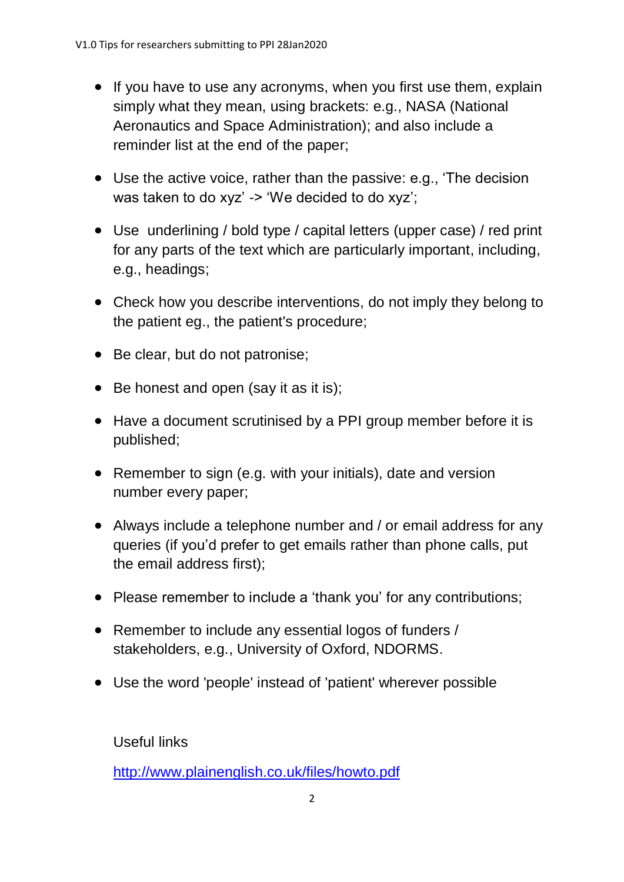- If you have to use any acronyms, when you first use them, explain simply what they mean, using brackets: e.g., NASA (National Aeronautics and Space Administration); and also include a reminder list at the end of the paper;

- Use the active voice, rather than the passive: e.g., 'The decision was taken to do xyz' -> 'We decided to do xyz';

- Use underlining / bold type / capital letters (upper case) / red print for any parts of the text which are particularly important, including, e.g., headings;

- Check how you describe interventions, do not imply they belong to the patient eg., the patient's procedure;

- Be clear, but do not patronise;

- Be honest and open (say it as it is);

- Have a document scrutinised by a PPI group member before it is published;

- Remember to sign (e.g. with your initials), date and version number every paper;

- Always include a telephone number and / or email address for any queries (if you'd prefer to get emails rather than phone calls, put the email address first);

- Please remember to include a 'thank you' for any contributions;

- Remember to include any essential logos of funders / stakeholders, e.g., University of Oxford, NDORMS.

- Use the word 'people' instead of 'patient' wherever possible

Useful links

http://www.plainenglish.co.uk/files/howto.pdf